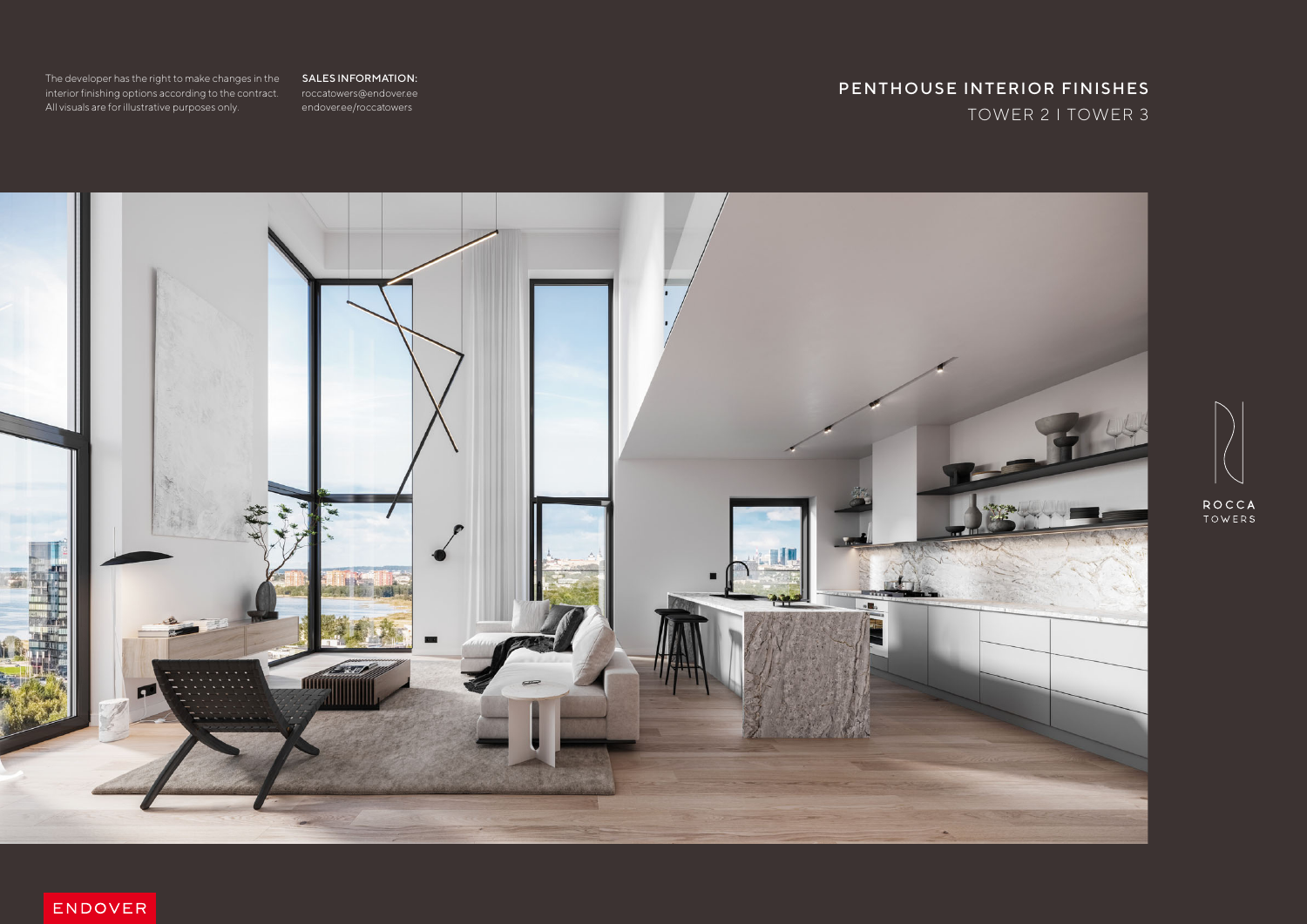The developer has the right to make changes in the interior finishing options according to the contract. All visuals are for illustrative purposes only.

**SALES INFORMATION:**
roccatowers@endover.ee
endover.ee/roccatowers

# PENTHOUSE INTERIOR FINISHES

## TOWER 2 I TOWER 3

ROCCA TOWERS

ENDOVER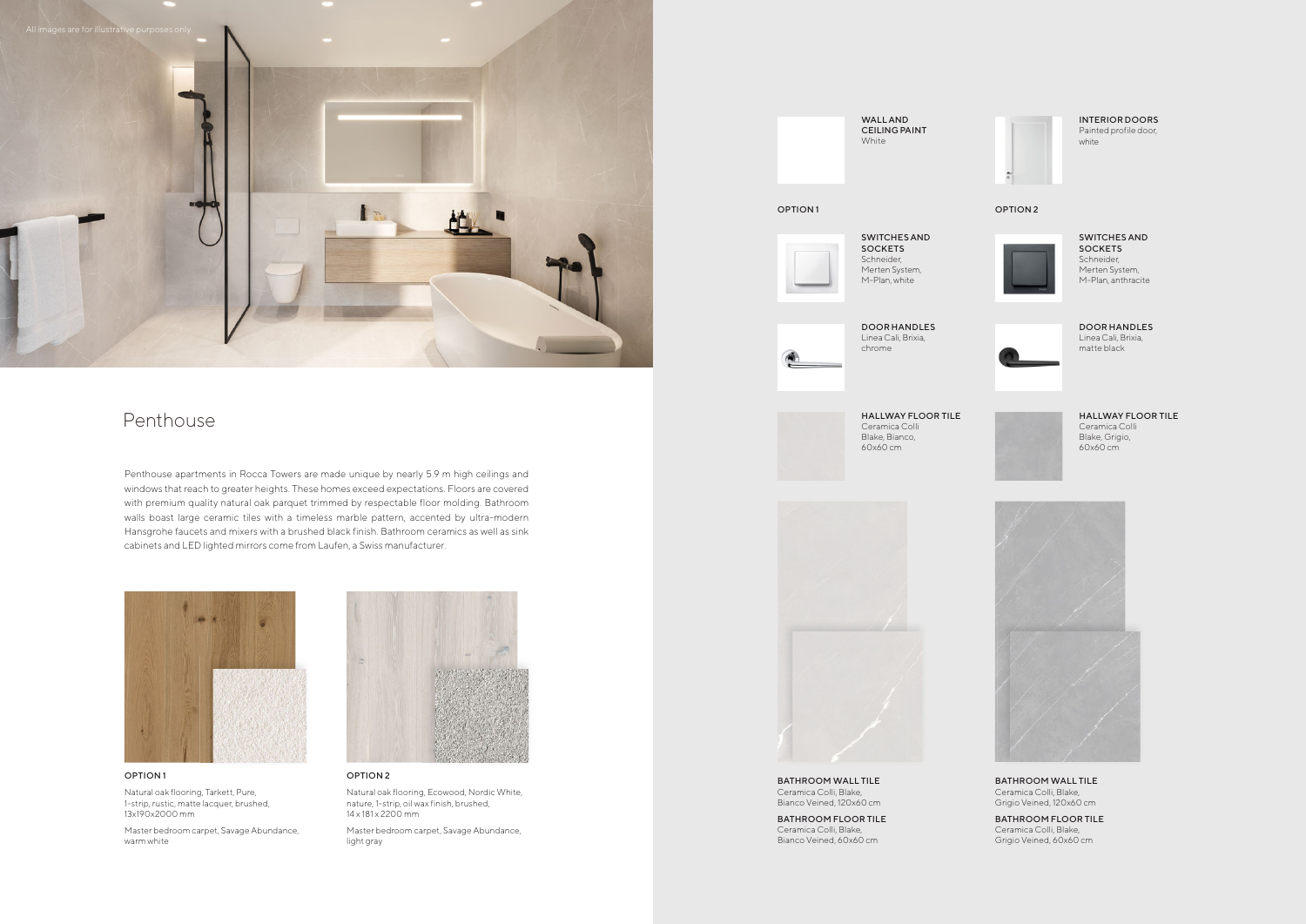All images are for illustrative purposes only.

## Penthouse

Penthouse apartments in Rocca Towers are made unique by nearly 5.9 m high ceilings and windows that reach to greater heights. These homes exceed expectations. Floors are covered with premium quality natural oak parquet trimmed by respectable floor molding. Bathroom walls boast large ceramic tiles with a timeless marble pattern, accented by ultra-modern Hansgrohe faucets and mixers with a brushed black finish. Bathroom ceramics as well as sink cabinets and LED lighted mirrors come from Laufen, a Swiss manufacturer.

**OPTION 1**

Natural oak flooring, Tarkett, Pure, 1-strip, rustic, matte lacquer, brushed, 13x190x2000 mm

Master bedroom carpet, Savage Abundance, warm white

**OPTION 2**

Natural oak flooring, Ecowood, Nordic White, nature, 1-strip, oil wax finish, brushed, 14 x 181 x 2200 mm

Master bedroom carpet, Savage Abundance, light gray

**WALL AND CEILING PAINT**
White

**INTERIOR DOORS**
Painted profile door, white

### OPTION 1

**SWITCHES AND SOCKETS**
Schneider, Merten System, M-Plan, white

**DOOR HANDLES**
Linea Cali, Brixia, chrome

**HALLWAY FLOOR TILE**
Ceramica Colli Blake, Bianco, 60x60 cm

**BATHROOM WALL TILE**
Ceramica Colli, Blake, Bianco Veined, 120x60 cm

**BATHROOM FLOOR TILE**
Ceramica Colli, Blake, Bianco Veined, 60x60 cm

### OPTION 2

**SWITCHES AND SOCKETS**
Schneider, Merten System, M-Plan, anthracite

**DOOR HANDLES**
Linea Cali, Brixia, matte black

**HALLWAY FLOOR TILE**
Ceramica Colli Blake, Grigio, 60x60 cm

**BATHROOM WALL TILE**
Ceramica Colli, Blake, Grigio Veined, 120x60 cm

**BATHROOM FLOOR TILE**
Ceramica Colli, Blake, Grigio Veined, 60x60 cm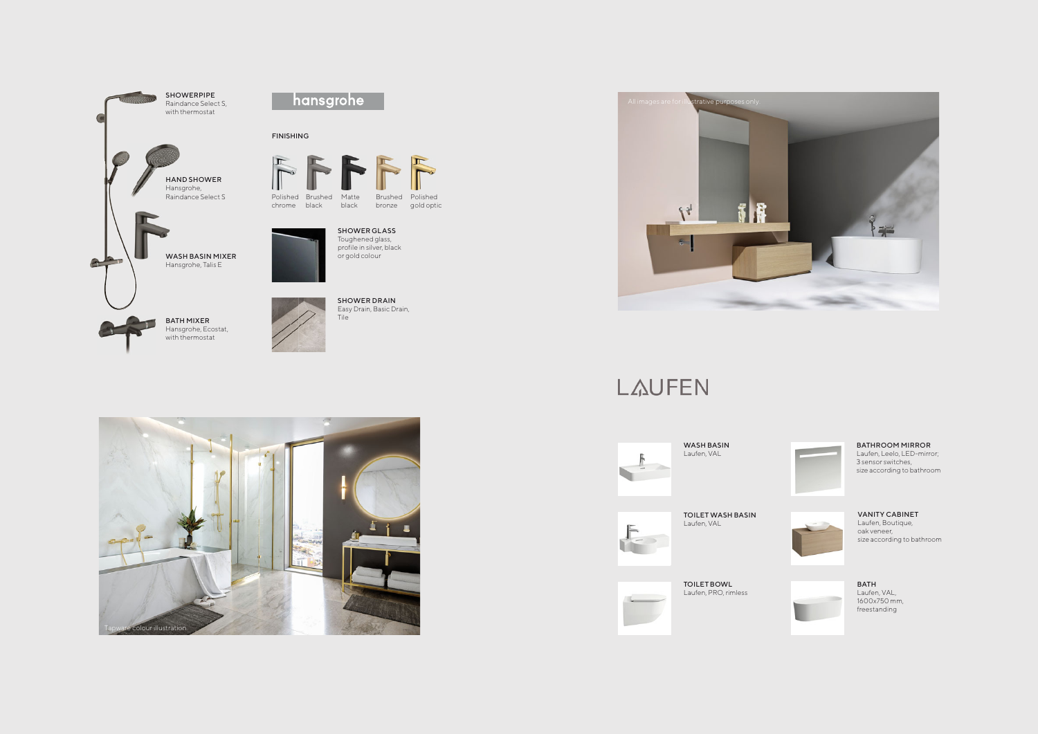## hansgrohe

**SHOWERPIPE**
Raindance Select S, with thermostat

**HAND SHOWER**
Hansgrohe, Raindance Select S

**WASH BASIN MIXER**
Hansgrohe, Talis E

**BATH MIXER**
Hansgrohe, Ecostat, with thermostat

**FINISHING**

Polished chrome
Brushed black
Matte black
Brushed bronze
Polished gold optic

**SHOWER GLASS**
Toughened glass, profile in silver, black or gold colour

**SHOWER DRAIN**
Easy Drain, Basic Drain, Tile

Tapware colour illustration.

All images are for illustrative purposes only.

## LAUFEN

**WASH BASIN**
Laufen, VAL

**BATHROOM MIRROR**
Laufen, Leelo, LED-mirror; 3 sensor switches, size according to bathroom

**TOILET WASH BASIN**
Laufen, VAL

**VANITY CABINET**
Laufen, Boutique, oak veneer, size according to bathroom

**TOILET BOWL**
Laufen, PRO, rimless

**BATH**
Laufen, VAL, 1600x750 mm, freestanding